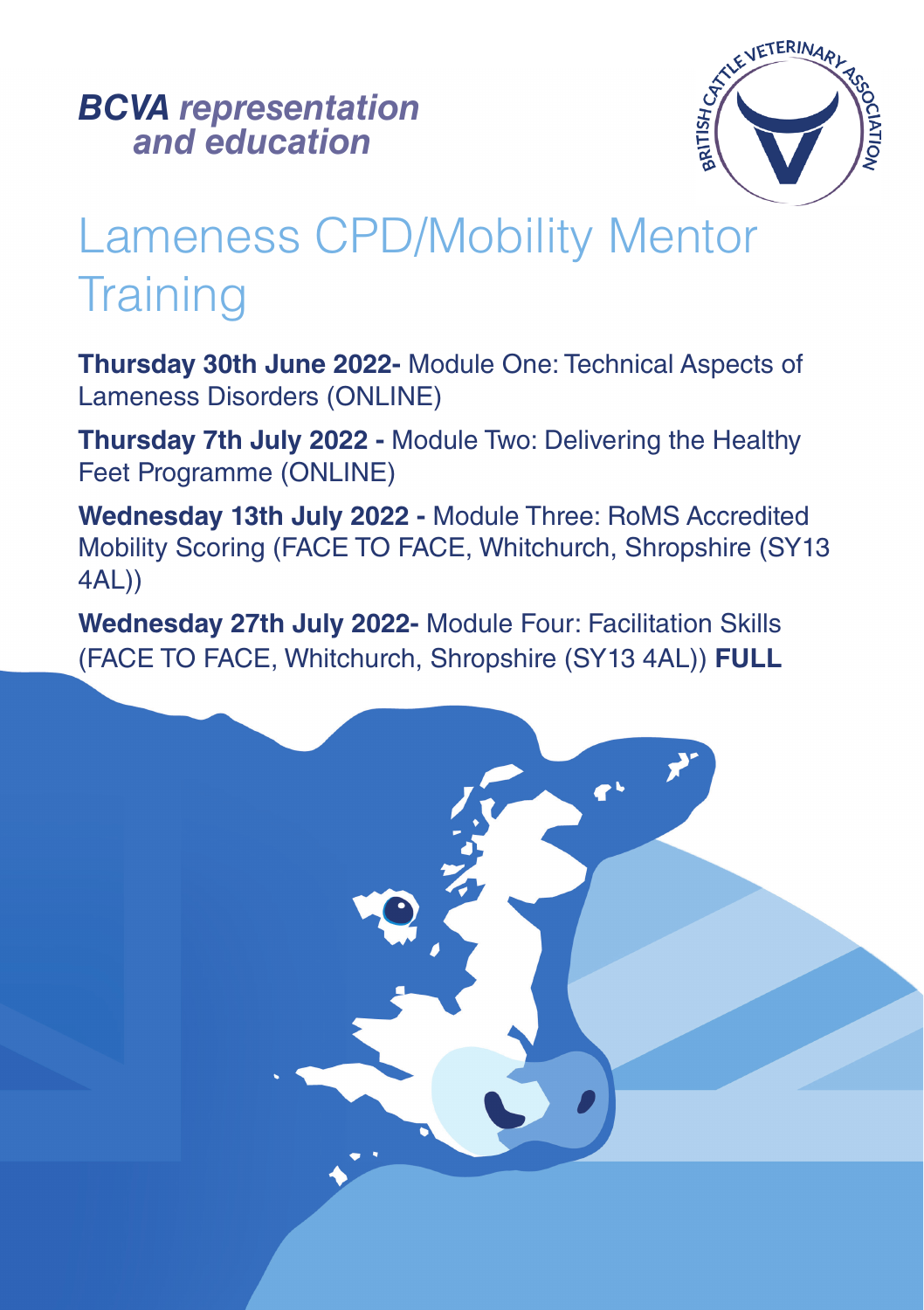***BCVA representation and education***

BRITISH CATTLE VETERINARY ASSOCIATION

# Lameness CPD/Mobility Mentor Training

**Thursday 30th June 2022-** Module One: Technical Aspects of Lameness Disorders (ONLINE)

**Thursday 7th July 2022 -** Module Two: Delivering the Healthy Feet Programme (ONLINE)

**Wednesday 13th July 2022 -** Module Three: RoMS Accredited Mobility Scoring (FACE TO FACE, Whitchurch, Shropshire (SY13 4AL))

**Wednesday 27th July 2022-** Module Four: Facilitation Skills (FACE TO FACE, Whitchurch, Shropshire (SY13 4AL)) **FULL**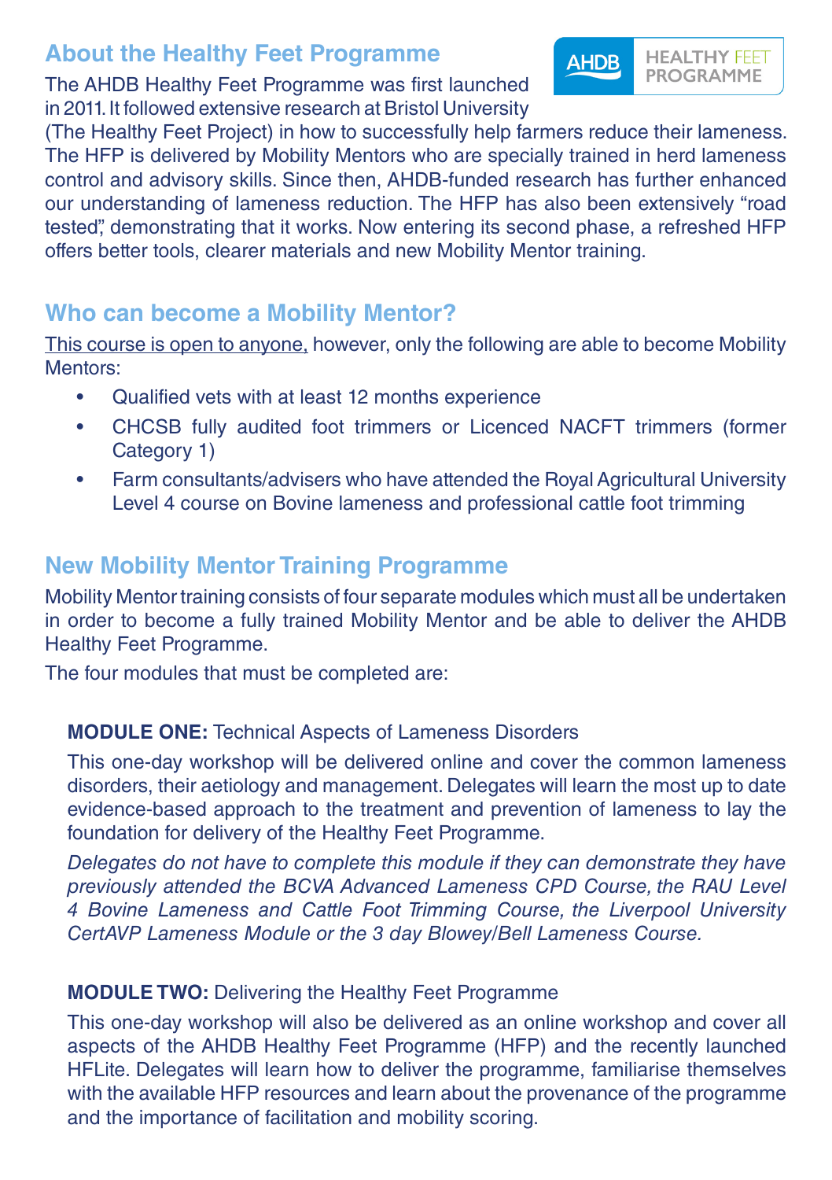## About the Healthy Feet Programme

The AHDB Healthy Feet Programme was first launched in 2011. It followed extensive research at Bristol University (The Healthy Feet Project) in how to successfully help farmers reduce their lameness. The HFP is delivered by Mobility Mentors who are specially trained in herd lameness control and advisory skills. Since then, AHDB-funded research has further enhanced our understanding of lameness reduction. The HFP has also been extensively "road tested", demonstrating that it works. Now entering its second phase, a refreshed HFP offers better tools, clearer materials and new Mobility Mentor training.

## Who can become a Mobility Mentor?

<u>This course is open to anyone,</u> however, only the following are able to become Mobility Mentors:

- Qualified vets with at least 12 months experience
- CHCSB fully audited foot trimmers or Licenced NACFT trimmers (former Category 1)
- Farm consultants/advisers who have attended the Royal Agricultural University Level 4 course on Bovine lameness and professional cattle foot trimming

## New Mobility Mentor Training Programme

Mobility Mentor training consists of four separate modules which must all be undertaken in order to become a fully trained Mobility Mentor and be able to deliver the AHDB Healthy Feet Programme.

The four modules that must be completed are:

**MODULE ONE:** Technical Aspects of Lameness Disorders

This one-day workshop will be delivered online and cover the common lameness disorders, their aetiology and management. Delegates will learn the most up to date evidence-based approach to the treatment and prevention of lameness to lay the foundation for delivery of the Healthy Feet Programme.

*Delegates do not have to complete this module if they can demonstrate they have previously attended the BCVA Advanced Lameness CPD Course, the RAU Level 4 Bovine Lameness and Cattle Foot Trimming Course, the Liverpool University CertAVP Lameness Module or the 3 day Blowey/Bell Lameness Course.*

**MODULE TWO:** Delivering the Healthy Feet Programme

This one-day workshop will also be delivered as an online workshop and cover all aspects of the AHDB Healthy Feet Programme (HFP) and the recently launched HFLite. Delegates will learn how to deliver the programme, familiarise themselves with the available HFP resources and learn about the provenance of the programme and the importance of facilitation and mobility scoring.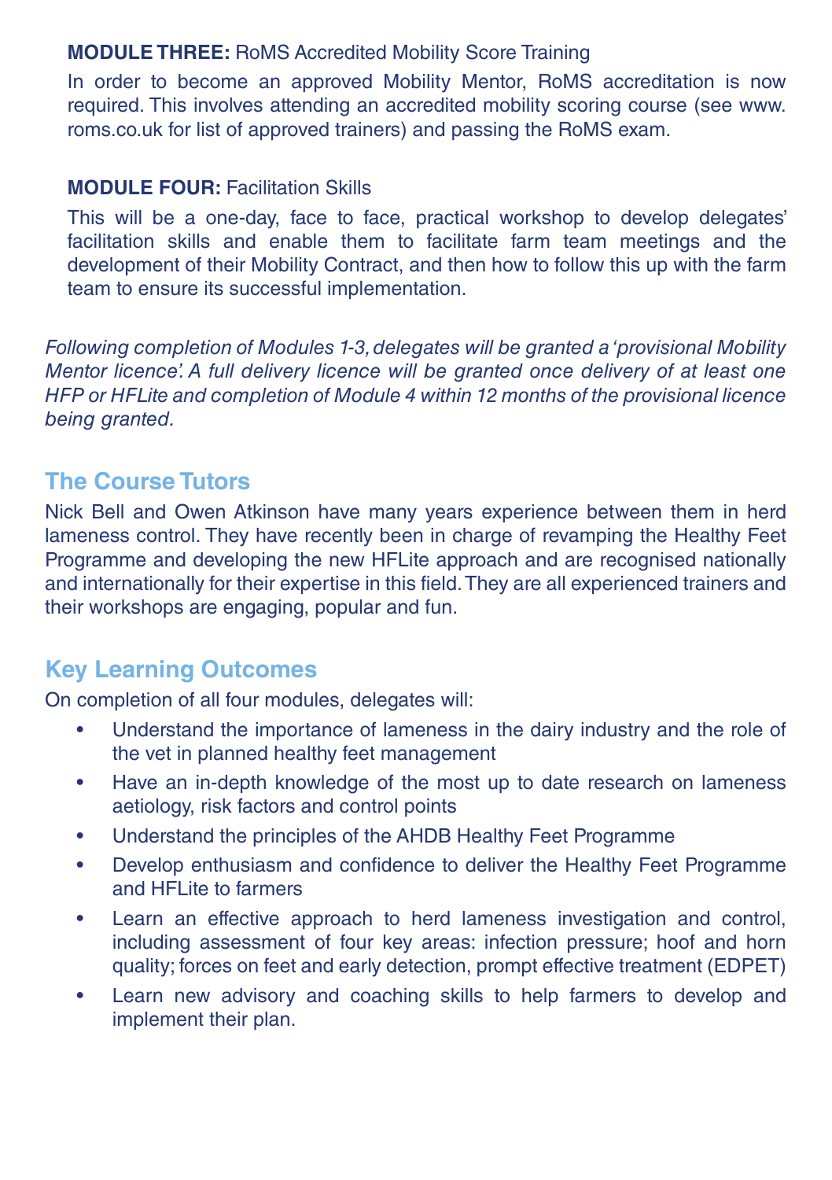**MODULE THREE:** RoMS Accredited Mobility Score Training

In order to become an approved Mobility Mentor, RoMS accreditation is now required. This involves attending an accredited mobility scoring course (see www.roms.co.uk for list of approved trainers) and passing the RoMS exam.

**MODULE FOUR:** Facilitation Skills

This will be a one-day, face to face, practical workshop to develop delegates' facilitation skills and enable them to facilitate farm team meetings and the development of their Mobility Contract, and then how to follow this up with the farm team to ensure its successful implementation.

*Following completion of Modules 1-3, delegates will be granted a 'provisional Mobility Mentor licence'. A full delivery licence will be granted once delivery of at least one HFP or HFLite and completion of Module 4 within 12 months of the provisional licence being granted.*

## The Course Tutors

Nick Bell and Owen Atkinson have many years experience between them in herd lameness control. They have recently been in charge of revamping the Healthy Feet Programme and developing the new HFLite approach and are recognised nationally and internationally for their expertise in this field. They are all experienced trainers and their workshops are engaging, popular and fun.

## Key Learning Outcomes

On completion of all four modules, delegates will:

- Understand the importance of lameness in the dairy industry and the role of the vet in planned healthy feet management
- Have an in-depth knowledge of the most up to date research on lameness aetiology, risk factors and control points
- Understand the principles of the AHDB Healthy Feet Programme
- Develop enthusiasm and confidence to deliver the Healthy Feet Programme and HFLite to farmers
- Learn an effective approach to herd lameness investigation and control, including assessment of four key areas: infection pressure; hoof and horn quality; forces on feet and early detection, prompt effective treatment (EDPET)
- Learn new advisory and coaching skills to help farmers to develop and implement their plan.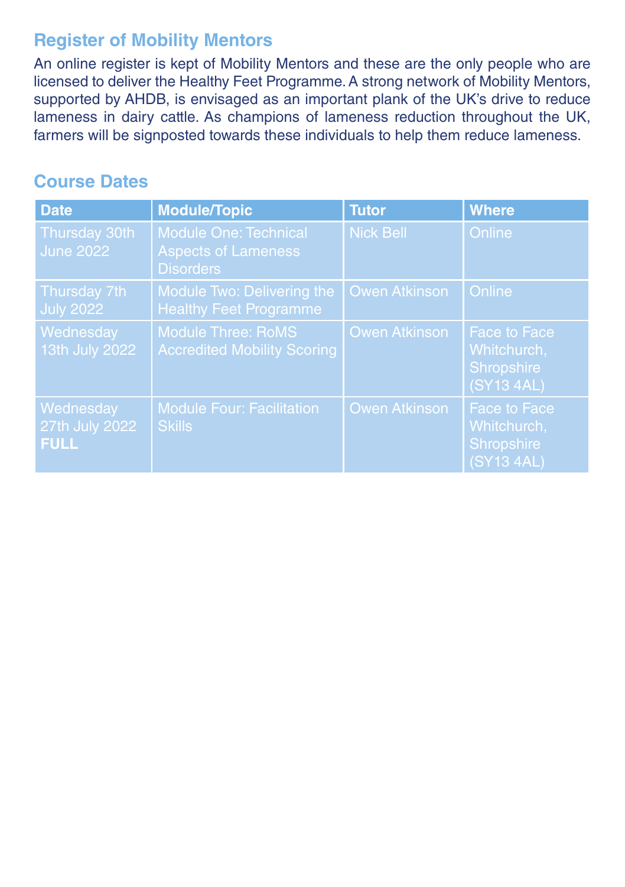## Register of Mobility Mentors

An online register is kept of Mobility Mentors and these are the only people who are licensed to deliver the Healthy Feet Programme. A strong network of Mobility Mentors, supported by AHDB, is envisaged as an important plank of the UK's drive to reduce lameness in dairy cattle. As champions of lameness reduction throughout the UK, farmers will be signposted towards these individuals to help them reduce lameness.

## Course Dates

| Date | Module/Topic | Tutor | Where |
|---|---|---|---|
| Thursday 30th June 2022 | Module One: Technical Aspects of Lameness Disorders | Nick Bell | Online |
| Thursday 7th July 2022 | Module Two: Delivering the Healthy Feet Programme | Owen Atkinson | Online |
| Wednesday 13th July 2022 | Module Three: RoMS Accredited Mobility Scoring | Owen Atkinson | Face to Face Whitchurch, Shropshire (SY13 4AL) |
| Wednesday 27th July 2022 **FULL** | Module Four: Facilitation Skills | Owen Atkinson | Face to Face Whitchurch, Shropshire (SY13 4AL) |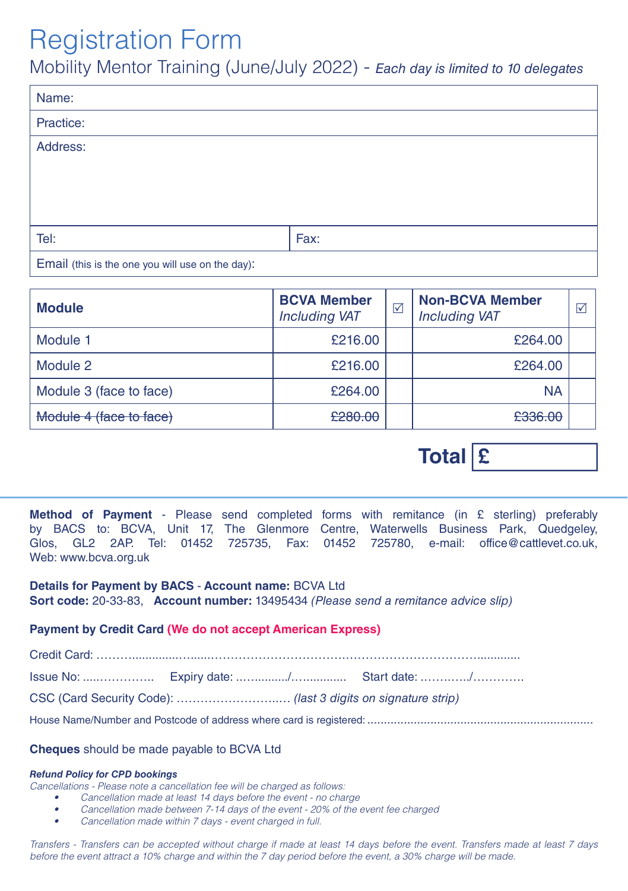# Registration Form

## Mobility Mentor Training (June/July 2022) - *Each day is limited to 10 delegates*

| | |
|---|---|
| Name: | |
| Practice: | |
| Address: | |
| Tel: | Fax: |
| Email (this is the one you will use on the day): | |

| Module | BCVA Member *Including VAT* | ☑ | Non-BCVA Member *Including VAT* | ☑ |
|---|---|---|---|---|
| Module 1 | £216.00 | | £264.00 | |
| Module 2 | £216.00 | | £264.00 | |
| Module 3 (face to face) | £264.00 | | NA | |
| ~~Module 4 (face to face)~~ | ~~£280.00~~ | | ~~£336.00~~ | |

**Total** £

**Method of Payment** - Please send completed forms with remitance (in £ sterling) preferably by BACS to: BCVA, Unit 17, The Glenmore Centre, Waterwells Business Park, Quedgeley, Glos, GL2 2AP. Tel: 01452 725735, Fax: 01452 725780, e-mail: office@cattlevet.co.uk, Web: www.bcva.org.uk

**Details for Payment by BACS** - **Account name:** BCVA Ltd
**Sort code:** 20-33-83, **Account number:** 13495434 *(Please send a remitance advice slip)*

**Payment by Credit Card (We do not accept American Express)**

Credit Card: ……….............…......……………………………….………………………………..............

Issue No: .....…………….. Expiry date: ….........../…............ Start date: ………..../………….

CSC (Card Security Code): ………………………..… *(last 3 digits on signature strip)*

House Name/Number and Postcode of address where card is registered: ...................................................................

**Cheques** should be made payable to BCVA Ltd

***Refund Policy for CPD bookings***

*Cancellations - Please note a cancellation fee will be charged as follows:*

- *Cancellation made at least 14 days before the event - no charge*
- *Cancellation made between 7-14 days of the event - 20% of the event fee charged*
- *Cancellation made within 7 days - event charged in full.*

*Transfers - Transfers can be accepted without charge if made at least 14 days before the event. Transfers made at least 7 days before the event attract a 10% charge and within the 7 day period before the event, a 30% charge will be made.*